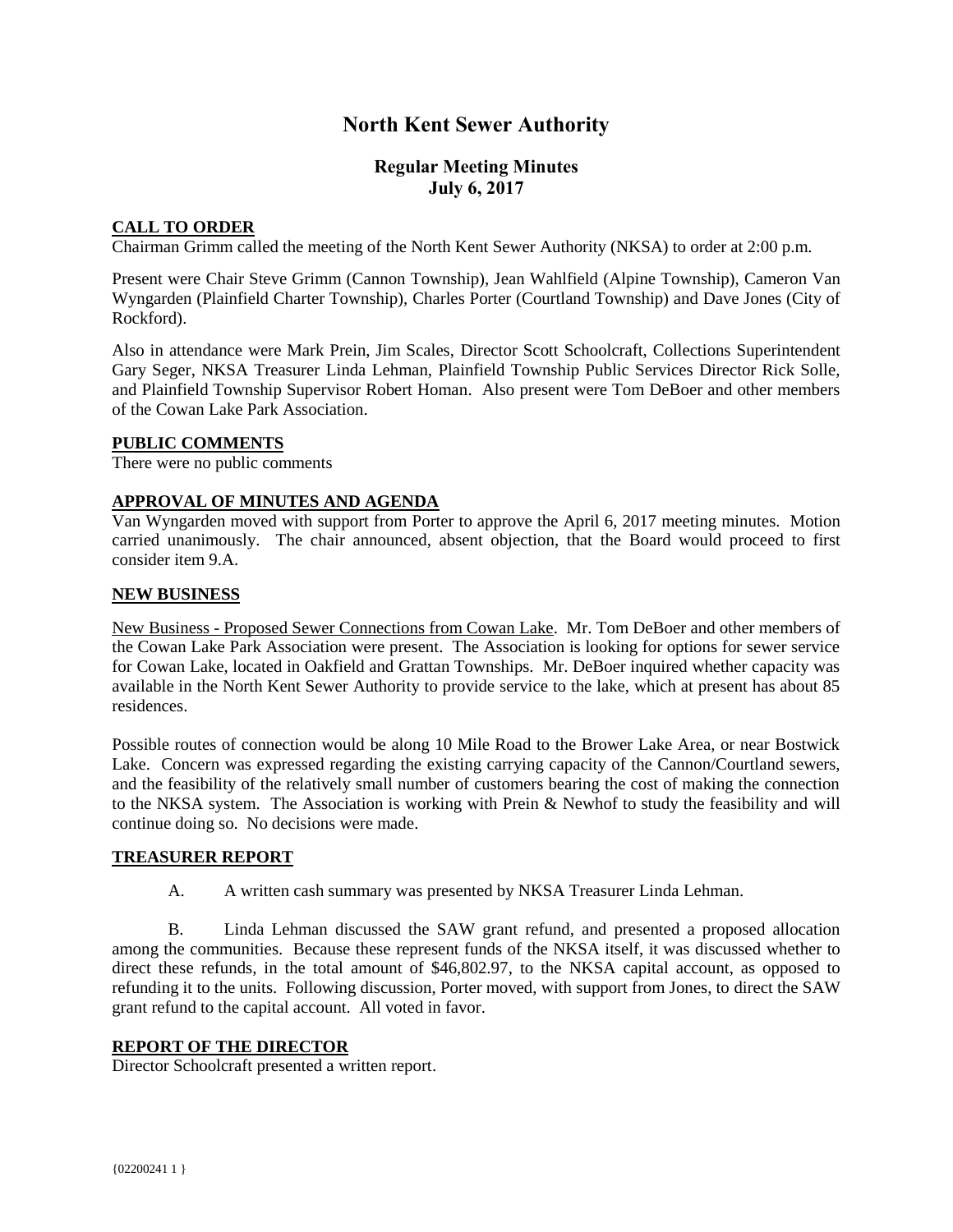# North Kent Sewer Authority

## Regular Meeting Minutes
## July 6, 2017

**CALL TO ORDER**

Chairman Grimm called the meeting of the North Kent Sewer Authority (NKSA) to order at 2:00 p.m.

Present were Chair Steve Grimm (Cannon Township), Jean Wahlfield (Alpine Township), Cameron Van Wyngarden (Plainfield Charter Township), Charles Porter (Courtland Township) and Dave Jones (City of Rockford).

Also in attendance were Mark Prein, Jim Scales, Director Scott Schoolcraft, Collections Superintendent Gary Seger, NKSA Treasurer Linda Lehman, Plainfield Township Public Services Director Rick Solle, and Plainfield Township Supervisor Robert Homan. Also present were Tom DeBoer and other members of the Cowan Lake Park Association.

**PUBLIC COMMENTS**

There were no public comments

**APPROVAL OF MINUTES AND AGENDA**

Van Wyngarden moved with support from Porter to approve the April 6, 2017 meeting minutes. Motion carried unanimously. The chair announced, absent objection, that the Board would proceed to first consider item 9.A.

**NEW BUSINESS**

New Business - Proposed Sewer Connections from Cowan Lake. Mr. Tom DeBoer and other members of the Cowan Lake Park Association were present. The Association is looking for options for sewer service for Cowan Lake, located in Oakfield and Grattan Townships. Mr. DeBoer inquired whether capacity was available in the North Kent Sewer Authority to provide service to the lake, which at present has about 85 residences.

Possible routes of connection would be along 10 Mile Road to the Brower Lake Area, or near Bostwick Lake. Concern was expressed regarding the existing carrying capacity of the Cannon/Courtland sewers, and the feasibility of the relatively small number of customers bearing the cost of making the connection to the NKSA system. The Association is working with Prein & Newhof to study the feasibility and will continue doing so. No decisions were made.

**TREASURER REPORT**

A. A written cash summary was presented by NKSA Treasurer Linda Lehman.

B. Linda Lehman discussed the SAW grant refund, and presented a proposed allocation among the communities. Because these represent funds of the NKSA itself, it was discussed whether to direct these refunds, in the total amount of $46,802.97, to the NKSA capital account, as opposed to refunding it to the units. Following discussion, Porter moved, with support from Jones, to direct the SAW grant refund to the capital account. All voted in favor.

**REPORT OF THE DIRECTOR**

Director Schoolcraft presented a written report.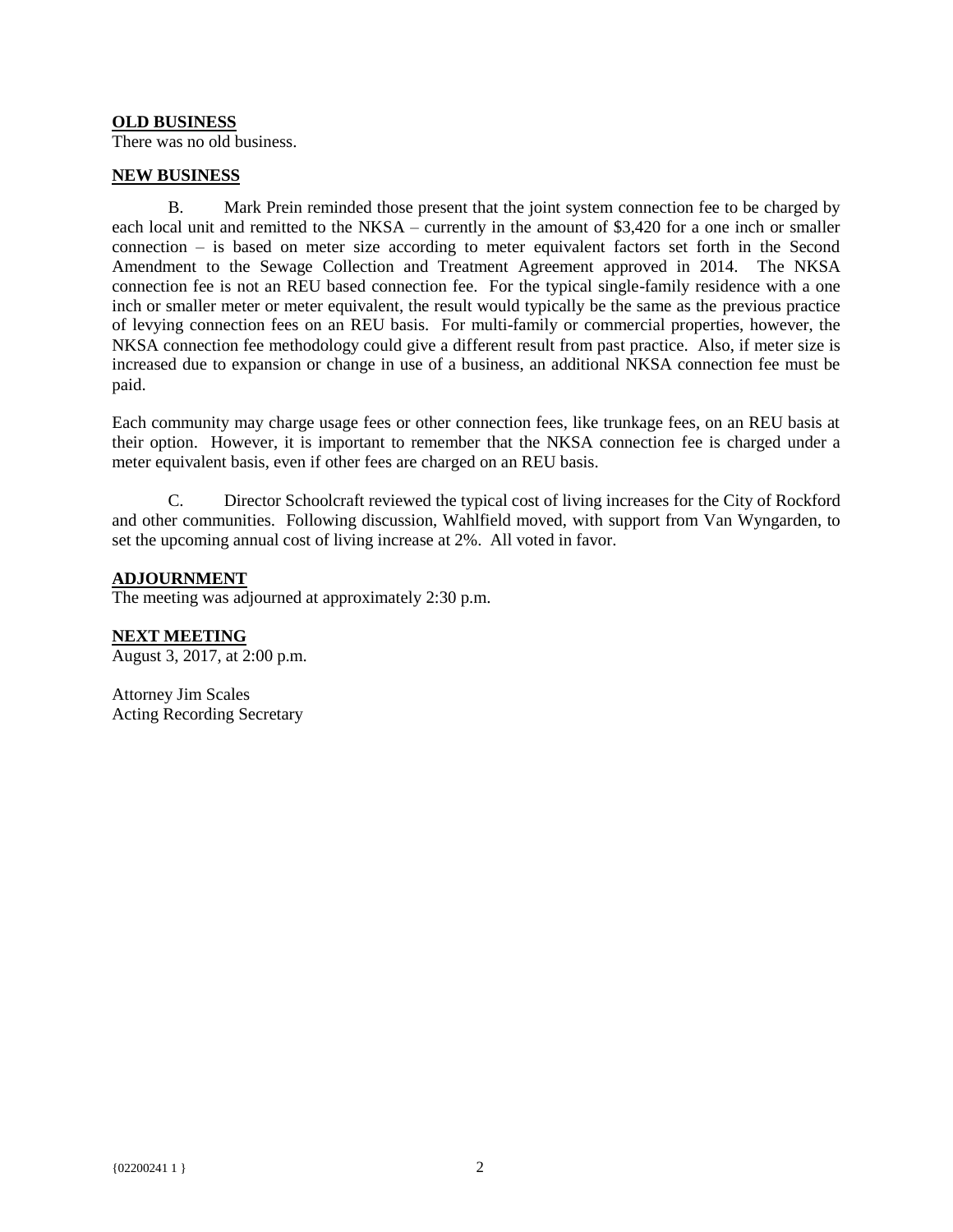**OLD BUSINESS**
There was no old business.

**NEW BUSINESS**

B. Mark Prein reminded those present that the joint system connection fee to be charged by each local unit and remitted to the NKSA – currently in the amount of $3,420 for a one inch or smaller connection – is based on meter size according to meter equivalent factors set forth in the Second Amendment to the Sewage Collection and Treatment Agreement approved in 2014. The NKSA connection fee is not an REU based connection fee. For the typical single-family residence with a one inch or smaller meter or meter equivalent, the result would typically be the same as the previous practice of levying connection fees on an REU basis. For multi-family or commercial properties, however, the NKSA connection fee methodology could give a different result from past practice. Also, if meter size is increased due to expansion or change in use of a business, an additional NKSA connection fee must be paid.

Each community may charge usage fees or other connection fees, like trunkage fees, on an REU basis at their option. However, it is important to remember that the NKSA connection fee is charged under a meter equivalent basis, even if other fees are charged on an REU basis.

C. Director Schoolcraft reviewed the typical cost of living increases for the City of Rockford and other communities. Following discussion, Wahlfield moved, with support from Van Wyngarden, to set the upcoming annual cost of living increase at 2%. All voted in favor.

**ADJOURNMENT**
The meeting was adjourned at approximately 2:30 p.m.

**NEXT MEETING**
August 3, 2017, at 2:00 p.m.

Attorney Jim Scales
Acting Recording Secretary